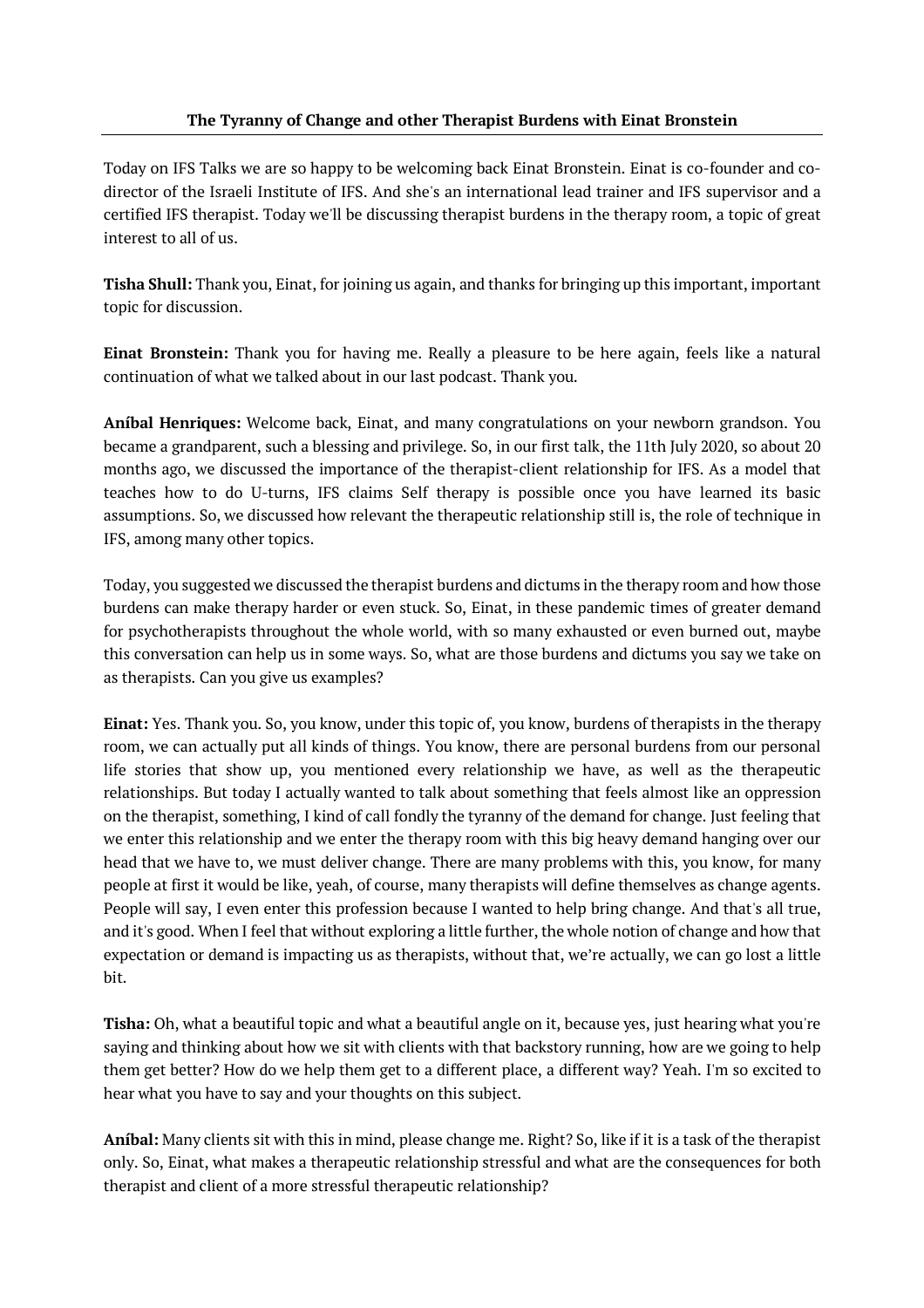# The Tyranny of Change and other Therapist Burdens with Einat Bronstein

Today on IFS Talks we are so happy to be welcoming back Einat Bronstein. Einat is co-founder and co-director of the Israeli Institute of IFS. And she's an international lead trainer and IFS supervisor and a certified IFS therapist. Today we'll be discussing therapist burdens in the therapy room, a topic of great interest to all of us.

**Tisha Shull:** Thank you, Einat, for joining us again, and thanks for bringing up this important, important topic for discussion.

**Einat Bronstein:** Thank you for having me. Really a pleasure to be here again, feels like a natural continuation of what we talked about in our last podcast. Thank you.

**Aníbal Henriques:** Welcome back, Einat, and many congratulations on your newborn grandson. You became a grandparent, such a blessing and privilege. So, in our first talk, the 11th July 2020, so about 20 months ago, we discussed the importance of the therapist-client relationship for IFS. As a model that teaches how to do U-turns, IFS claims Self therapy is possible once you have learned its basic assumptions. So, we discussed how relevant the therapeutic relationship still is, the role of technique in IFS, among many other topics.

Today, you suggested we discussed the therapist burdens and dictums in the therapy room and how those burdens can make therapy harder or even stuck. So, Einat, in these pandemic times of greater demand for psychotherapists throughout the whole world, with so many exhausted or even burned out, maybe this conversation can help us in some ways. So, what are those burdens and dictums you say we take on as therapists. Can you give us examples?

**Einat:** Yes. Thank you. So, you know, under this topic of, you know, burdens of therapists in the therapy room, we can actually put all kinds of things. You know, there are personal burdens from our personal life stories that show up, you mentioned every relationship we have, as well as the therapeutic relationships. But today I actually wanted to talk about something that feels almost like an oppression on the therapist, something, I kind of call fondly the tyranny of the demand for change. Just feeling that we enter this relationship and we enter the therapy room with this big heavy demand hanging over our head that we have to, we must deliver change. There are many problems with this, you know, for many people at first it would be like, yeah, of course, many therapists will define themselves as change agents. People will say, I even enter this profession because I wanted to help bring change. And that's all true, and it's good. When I feel that without exploring a little further, the whole notion of change and how that expectation or demand is impacting us as therapists, without that, we're actually, we can go lost a little bit.

**Tisha:** Oh, what a beautiful topic and what a beautiful angle on it, because yes, just hearing what you're saying and thinking about how we sit with clients with that backstory running, how are we going to help them get better? How do we help them get to a different place, a different way? Yeah. I'm so excited to hear what you have to say and your thoughts on this subject.

**Aníbal:** Many clients sit with this in mind, please change me. Right? So, like if it is a task of the therapist only. So, Einat, what makes a therapeutic relationship stressful and what are the consequences for both therapist and client of a more stressful therapeutic relationship?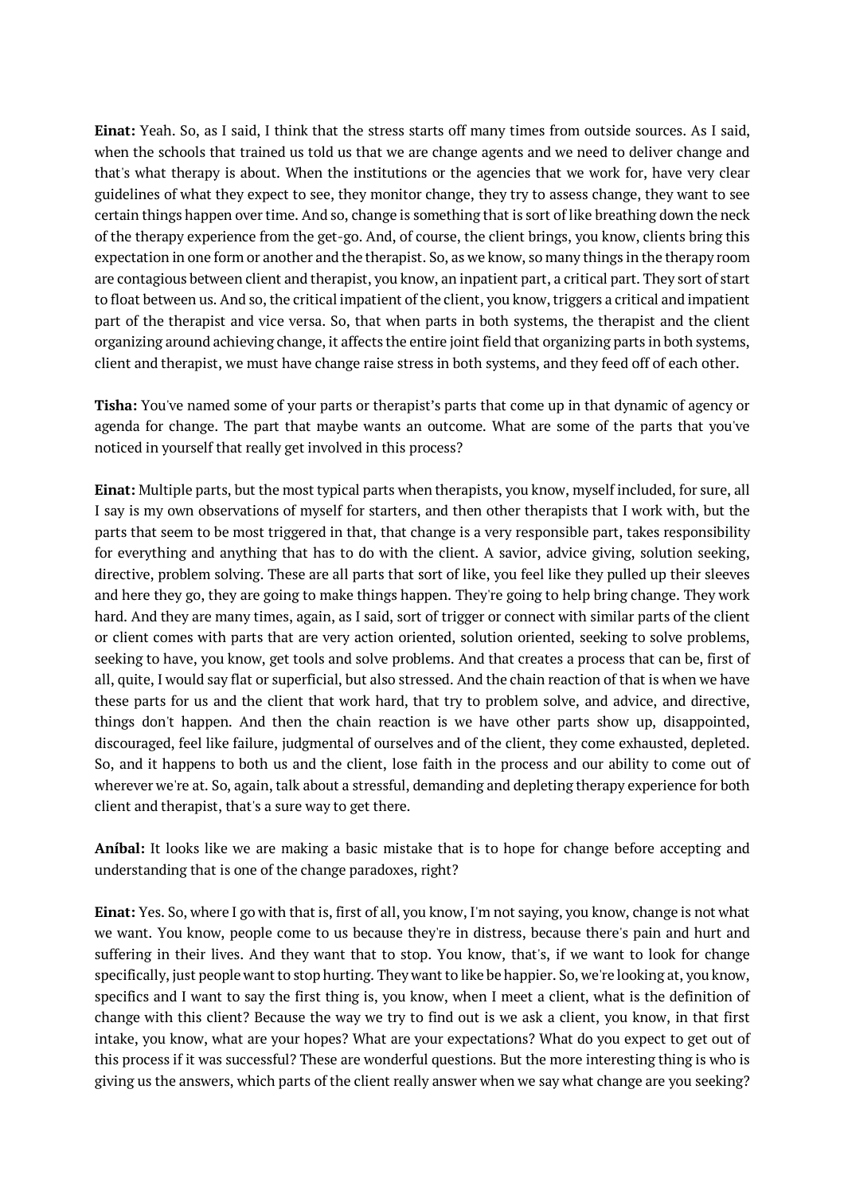**Einat:** Yeah. So, as I said, I think that the stress starts off many times from outside sources. As I said, when the schools that trained us told us that we are change agents and we need to deliver change and that's what therapy is about. When the institutions or the agencies that we work for, have very clear guidelines of what they expect to see, they monitor change, they try to assess change, they want to see certain things happen over time. And so, change is something that is sort of like breathing down the neck of the therapy experience from the get-go. And, of course, the client brings, you know, clients bring this expectation in one form or another and the therapist. So, as we know, so many things in the therapy room are contagious between client and therapist, you know, an inpatient part, a critical part. They sort of start to float between us. And so, the critical impatient of the client, you know, triggers a critical and impatient part of the therapist and vice versa. So, that when parts in both systems, the therapist and the client organizing around achieving change, it affects the entire joint field that organizing parts in both systems, client and therapist, we must have change raise stress in both systems, and they feed off of each other.

**Tisha:** You've named some of your parts or therapist's parts that come up in that dynamic of agency or agenda for change. The part that maybe wants an outcome. What are some of the parts that you've noticed in yourself that really get involved in this process?

**Einat:** Multiple parts, but the most typical parts when therapists, you know, myself included, for sure, all I say is my own observations of myself for starters, and then other therapists that I work with, but the parts that seem to be most triggered in that, that change is a very responsible part, takes responsibility for everything and anything that has to do with the client. A savior, advice giving, solution seeking, directive, problem solving. These are all parts that sort of like, you feel like they pulled up their sleeves and here they go, they are going to make things happen. They're going to help bring change. They work hard. And they are many times, again, as I said, sort of trigger or connect with similar parts of the client or client comes with parts that are very action oriented, solution oriented, seeking to solve problems, seeking to have, you know, get tools and solve problems. And that creates a process that can be, first of all, quite, I would say flat or superficial, but also stressed. And the chain reaction of that is when we have these parts for us and the client that work hard, that try to problem solve, and advice, and directive, things don't happen. And then the chain reaction is we have other parts show up, disappointed, discouraged, feel like failure, judgmental of ourselves and of the client, they come exhausted, depleted. So, and it happens to both us and the client, lose faith in the process and our ability to come out of wherever we're at. So, again, talk about a stressful, demanding and depleting therapy experience for both client and therapist, that's a sure way to get there.

**Aníbal:** It looks like we are making a basic mistake that is to hope for change before accepting and understanding that is one of the change paradoxes, right?

**Einat:** Yes. So, where I go with that is, first of all, you know, I'm not saying, you know, change is not what we want. You know, people come to us because they're in distress, because there's pain and hurt and suffering in their lives. And they want that to stop. You know, that's, if we want to look for change specifically, just people want to stop hurting. They want to like be happier. So, we're looking at, you know, specifics and I want to say the first thing is, you know, when I meet a client, what is the definition of change with this client? Because the way we try to find out is we ask a client, you know, in that first intake, you know, what are your hopes? What are your expectations? What do you expect to get out of this process if it was successful? These are wonderful questions. But the more interesting thing is who is giving us the answers, which parts of the client really answer when we say what change are you seeking?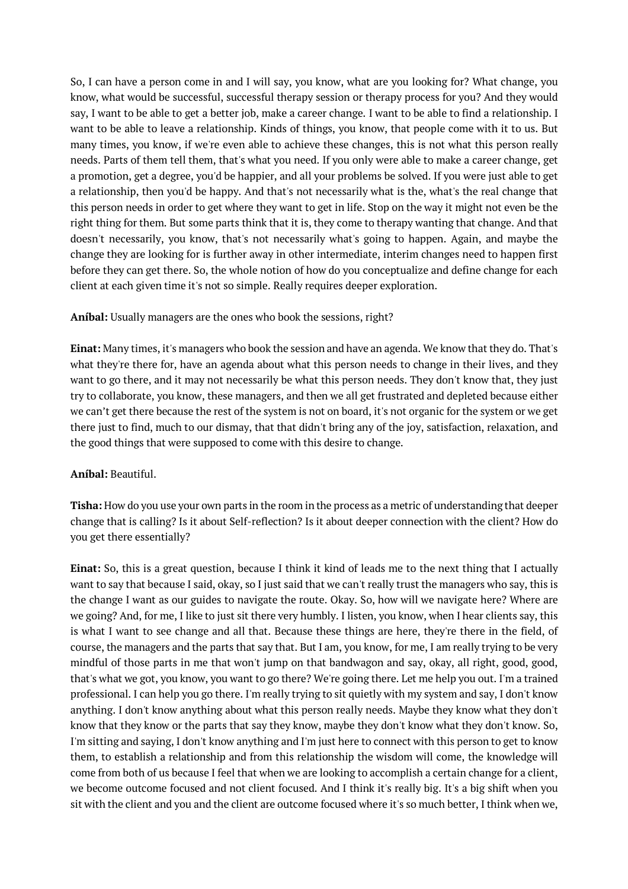So, I can have a person come in and I will say, you know, what are you looking for? What change, you know, what would be successful, successful therapy session or therapy process for you? And they would say, I want to be able to get a better job, make a career change. I want to be able to find a relationship. I want to be able to leave a relationship. Kinds of things, you know, that people come with it to us. But many times, you know, if we're even able to achieve these changes, this is not what this person really needs. Parts of them tell them, that's what you need. If you only were able to make a career change, get a promotion, get a degree, you'd be happier, and all your problems be solved. If you were just able to get a relationship, then you'd be happy. And that's not necessarily what is the, what's the real change that this person needs in order to get where they want to get in life. Stop on the way it might not even be the right thing for them. But some parts think that it is, they come to therapy wanting that change. And that doesn't necessarily, you know, that's not necessarily what's going to happen. Again, and maybe the change they are looking for is further away in other intermediate, interim changes need to happen first before they can get there. So, the whole notion of how do you conceptualize and define change for each client at each given time it's not so simple. Really requires deeper exploration.

**Aníbal:** Usually managers are the ones who book the sessions, right?

**Einat:** Many times, it's managers who book the session and have an agenda. We know that they do. That's what they're there for, have an agenda about what this person needs to change in their lives, and they want to go there, and it may not necessarily be what this person needs. They don't know that, they just try to collaborate, you know, these managers, and then we all get frustrated and depleted because either we can't get there because the rest of the system is not on board, it's not organic for the system or we get there just to find, much to our dismay, that that didn't bring any of the joy, satisfaction, relaxation, and the good things that were supposed to come with this desire to change.

**Aníbal:** Beautiful.

**Tisha:** How do you use your own parts in the room in the process as a metric of understanding that deeper change that is calling? Is it about Self-reflection? Is it about deeper connection with the client? How do you get there essentially?

**Einat:** So, this is a great question, because I think it kind of leads me to the next thing that I actually want to say that because I said, okay, so I just said that we can't really trust the managers who say, this is the change I want as our guides to navigate the route. Okay. So, how will we navigate here? Where are we going? And, for me, I like to just sit there very humbly. I listen, you know, when I hear clients say, this is what I want to see change and all that. Because these things are here, they're there in the field, of course, the managers and the parts that say that. But I am, you know, for me, I am really trying to be very mindful of those parts in me that won't jump on that bandwagon and say, okay, all right, good, good, that's what we got, you know, you want to go there? We're going there. Let me help you out. I'm a trained professional. I can help you go there. I'm really trying to sit quietly with my system and say, I don't know anything. I don't know anything about what this person really needs. Maybe they know what they don't know that they know or the parts that say they know, maybe they don't know what they don't know. So, I'm sitting and saying, I don't know anything and I'm just here to connect with this person to get to know them, to establish a relationship and from this relationship the wisdom will come, the knowledge will come from both of us because I feel that when we are looking to accomplish a certain change for a client, we become outcome focused and not client focused. And I think it's really big. It's a big shift when you sit with the client and you and the client are outcome focused where it's so much better, I think when we,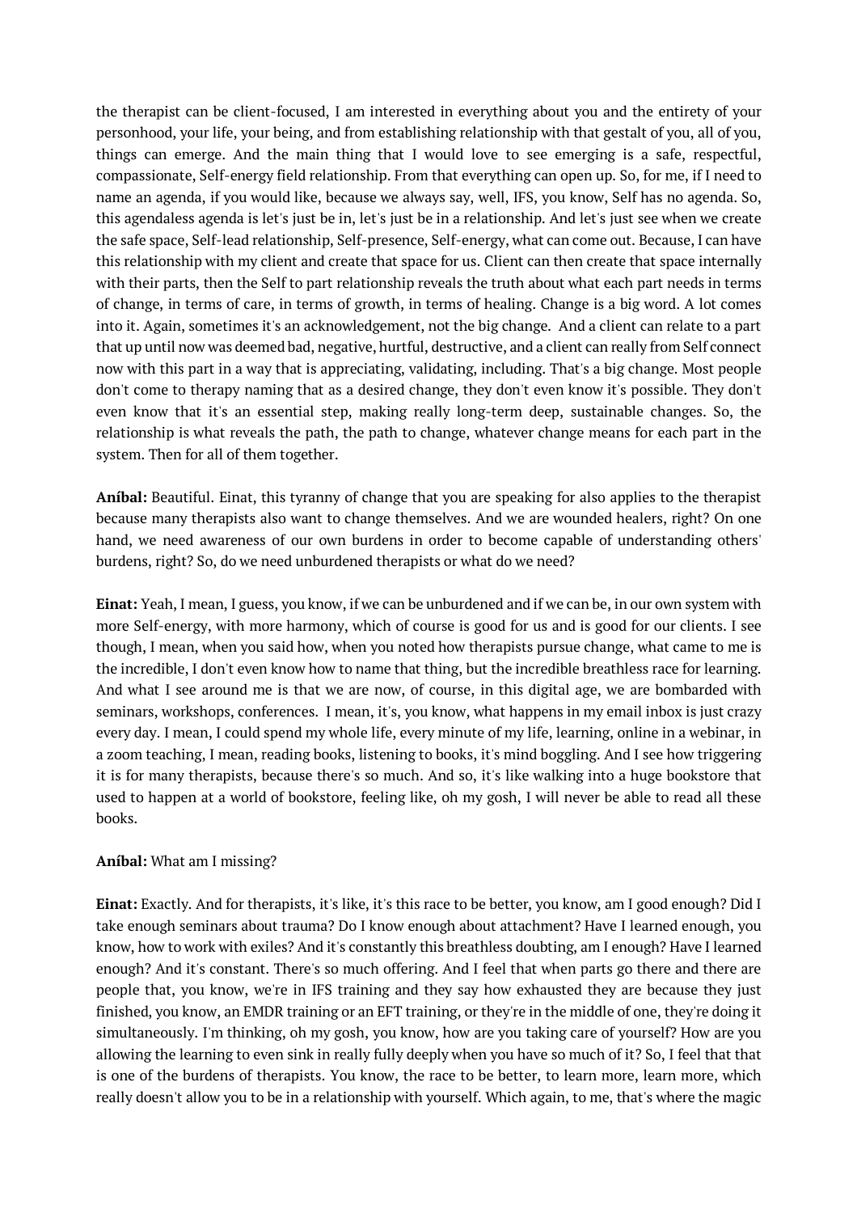the therapist can be client-focused, I am interested in everything about you and the entirety of your personhood, your life, your being, and from establishing relationship with that gestalt of you, all of you, things can emerge. And the main thing that I would love to see emerging is a safe, respectful, compassionate, Self-energy field relationship. From that everything can open up. So, for me, if I need to name an agenda, if you would like, because we always say, well, IFS, you know, Self has no agenda. So, this agendaless agenda is let's just be in, let's just be in a relationship. And let's just see when we create the safe space, Self-lead relationship, Self-presence, Self-energy, what can come out. Because, I can have this relationship with my client and create that space for us. Client can then create that space internally with their parts, then the Self to part relationship reveals the truth about what each part needs in terms of change, in terms of care, in terms of growth, in terms of healing. Change is a big word. A lot comes into it. Again, sometimes it's an acknowledgement, not the big change. And a client can relate to a part that up until now was deemed bad, negative, hurtful, destructive, and a client can really from Self connect now with this part in a way that is appreciating, validating, including. That's a big change. Most people don't come to therapy naming that as a desired change, they don't even know it's possible. They don't even know that it's an essential step, making really long-term deep, sustainable changes. So, the relationship is what reveals the path, the path to change, whatever change means for each part in the system. Then for all of them together.

**Aníbal:** Beautiful. Einat, this tyranny of change that you are speaking for also applies to the therapist because many therapists also want to change themselves. And we are wounded healers, right? On one hand, we need awareness of our own burdens in order to become capable of understanding others' burdens, right? So, do we need unburdened therapists or what do we need?

**Einat:** Yeah, I mean, I guess, you know, if we can be unburdened and if we can be, in our own system with more Self-energy, with more harmony, which of course is good for us and is good for our clients. I see though, I mean, when you said how, when you noted how therapists pursue change, what came to me is the incredible, I don't even know how to name that thing, but the incredible breathless race for learning. And what I see around me is that we are now, of course, in this digital age, we are bombarded with seminars, workshops, conferences. I mean, it's, you know, what happens in my email inbox is just crazy every day. I mean, I could spend my whole life, every minute of my life, learning, online in a webinar, in a zoom teaching, I mean, reading books, listening to books, it's mind boggling. And I see how triggering it is for many therapists, because there's so much. And so, it's like walking into a huge bookstore that used to happen at a world of bookstore, feeling like, oh my gosh, I will never be able to read all these books.

**Aníbal:** What am I missing?

**Einat:** Exactly. And for therapists, it's like, it's this race to be better, you know, am I good enough? Did I take enough seminars about trauma? Do I know enough about attachment? Have I learned enough, you know, how to work with exiles? And it's constantly this breathless doubting, am I enough? Have I learned enough? And it's constant. There's so much offering. And I feel that when parts go there and there are people that, you know, we're in IFS training and they say how exhausted they are because they just finished, you know, an EMDR training or an EFT training, or they're in the middle of one, they're doing it simultaneously. I'm thinking, oh my gosh, you know, how are you taking care of yourself? How are you allowing the learning to even sink in really fully deeply when you have so much of it? So, I feel that that is one of the burdens of therapists. You know, the race to be better, to learn more, learn more, which really doesn't allow you to be in a relationship with yourself. Which again, to me, that's where the magic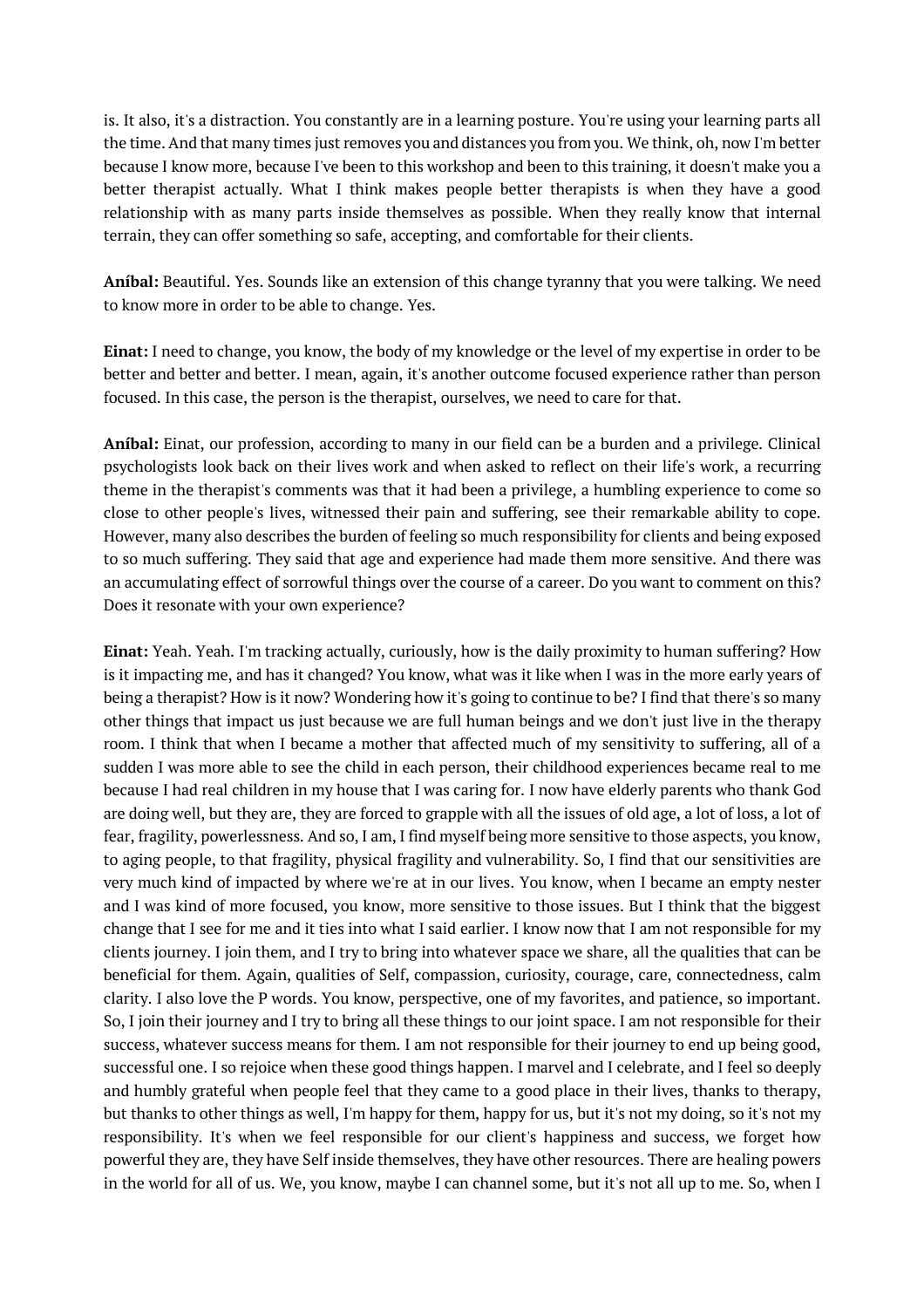is. It also, it's a distraction. You constantly are in a learning posture. You're using your learning parts all the time. And that many times just removes you and distances you from you. We think, oh, now I'm better because I know more, because I've been to this workshop and been to this training, it doesn't make you a better therapist actually. What I think makes people better therapists is when they have a good relationship with as many parts inside themselves as possible. When they really know that internal terrain, they can offer something so safe, accepting, and comfortable for their clients.

**Aníbal:** Beautiful. Yes. Sounds like an extension of this change tyranny that you were talking. We need to know more in order to be able to change. Yes.

**Einat:** I need to change, you know, the body of my knowledge or the level of my expertise in order to be better and better and better. I mean, again, it's another outcome focused experience rather than person focused. In this case, the person is the therapist, ourselves, we need to care for that.

**Aníbal:** Einat, our profession, according to many in our field can be a burden and a privilege. Clinical psychologists look back on their lives work and when asked to reflect on their life's work, a recurring theme in the therapist's comments was that it had been a privilege, a humbling experience to come so close to other people's lives, witnessed their pain and suffering, see their remarkable ability to cope. However, many also describes the burden of feeling so much responsibility for clients and being exposed to so much suffering. They said that age and experience had made them more sensitive. And there was an accumulating effect of sorrowful things over the course of a career. Do you want to comment on this? Does it resonate with your own experience?

**Einat:** Yeah. Yeah. I'm tracking actually, curiously, how is the daily proximity to human suffering? How is it impacting me, and has it changed? You know, what was it like when I was in the more early years of being a therapist? How is it now? Wondering how it's going to continue to be? I find that there's so many other things that impact us just because we are full human beings and we don't just live in the therapy room. I think that when I became a mother that affected much of my sensitivity to suffering, all of a sudden I was more able to see the child in each person, their childhood experiences became real to me because I had real children in my house that I was caring for. I now have elderly parents who thank God are doing well, but they are, they are forced to grapple with all the issues of old age, a lot of loss, a lot of fear, fragility, powerlessness. And so, I am, I find myself being more sensitive to those aspects, you know, to aging people, to that fragility, physical fragility and vulnerability. So, I find that our sensitivities are very much kind of impacted by where we're at in our lives. You know, when I became an empty nester and I was kind of more focused, you know, more sensitive to those issues. But I think that the biggest change that I see for me and it ties into what I said earlier. I know now that I am not responsible for my clients journey. I join them, and I try to bring into whatever space we share, all the qualities that can be beneficial for them. Again, qualities of Self, compassion, curiosity, courage, care, connectedness, calm clarity. I also love the P words. You know, perspective, one of my favorites, and patience, so important. So, I join their journey and I try to bring all these things to our joint space. I am not responsible for their success, whatever success means for them. I am not responsible for their journey to end up being good, successful one. I so rejoice when these good things happen. I marvel and I celebrate, and I feel so deeply and humbly grateful when people feel that they came to a good place in their lives, thanks to therapy, but thanks to other things as well, I'm happy for them, happy for us, but it's not my doing, so it's not my responsibility. It's when we feel responsible for our client's happiness and success, we forget how powerful they are, they have Self inside themselves, they have other resources. There are healing powers in the world for all of us. We, you know, maybe I can channel some, but it's not all up to me. So, when I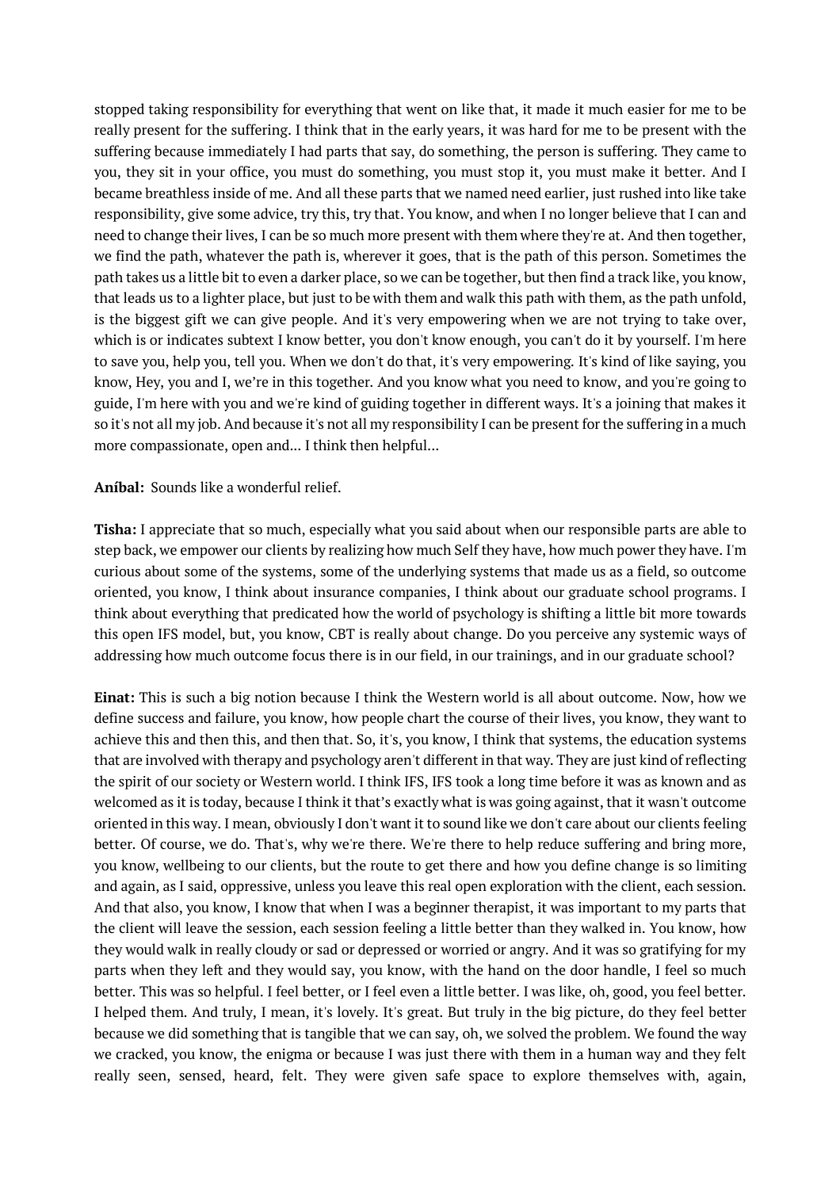stopped taking responsibility for everything that went on like that, it made it much easier for me to be really present for the suffering. I think that in the early years, it was hard for me to be present with the suffering because immediately I had parts that say, do something, the person is suffering. They came to you, they sit in your office, you must do something, you must stop it, you must make it better. And I became breathless inside of me. And all these parts that we named need earlier, just rushed into like take responsibility, give some advice, try this, try that. You know, and when I no longer believe that I can and need to change their lives, I can be so much more present with them where they're at. And then together, we find the path, whatever the path is, wherever it goes, that is the path of this person. Sometimes the path takes us a little bit to even a darker place, so we can be together, but then find a track like, you know, that leads us to a lighter place, but just to be with them and walk this path with them, as the path unfold, is the biggest gift we can give people. And it's very empowering when we are not trying to take over, which is or indicates subtext I know better, you don't know enough, you can't do it by yourself. I'm here to save you, help you, tell you. When we don't do that, it's very empowering. It's kind of like saying, you know, Hey, you and I, we're in this together. And you know what you need to know, and you're going to guide, I'm here with you and we're kind of guiding together in different ways. It's a joining that makes it so it's not all my job. And because it's not all my responsibility I can be present for the suffering in a much more compassionate, open and... I think then helpful...

**Aníbal:** Sounds like a wonderful relief.

**Tisha:** I appreciate that so much, especially what you said about when our responsible parts are able to step back, we empower our clients by realizing how much Self they have, how much power they have. I'm curious about some of the systems, some of the underlying systems that made us as a field, so outcome oriented, you know, I think about insurance companies, I think about our graduate school programs. I think about everything that predicated how the world of psychology is shifting a little bit more towards this open IFS model, but, you know, CBT is really about change. Do you perceive any systemic ways of addressing how much outcome focus there is in our field, in our trainings, and in our graduate school?

**Einat:** This is such a big notion because I think the Western world is all about outcome. Now, how we define success and failure, you know, how people chart the course of their lives, you know, they want to achieve this and then this, and then that. So, it's, you know, I think that systems, the education systems that are involved with therapy and psychology aren't different in that way. They are just kind of reflecting the spirit of our society or Western world. I think IFS, IFS took a long time before it was as known and as welcomed as it is today, because I think it that's exactly what is was going against, that it wasn't outcome oriented in this way. I mean, obviously I don't want it to sound like we don't care about our clients feeling better. Of course, we do. That's, why we're there. We're there to help reduce suffering and bring more, you know, wellbeing to our clients, but the route to get there and how you define change is so limiting and again, as I said, oppressive, unless you leave this real open exploration with the client, each session. And that also, you know, I know that when I was a beginner therapist, it was important to my parts that the client will leave the session, each session feeling a little better than they walked in. You know, how they would walk in really cloudy or sad or depressed or worried or angry. And it was so gratifying for my parts when they left and they would say, you know, with the hand on the door handle, I feel so much better. This was so helpful. I feel better, or I feel even a little better. I was like, oh, good, you feel better. I helped them. And truly, I mean, it's lovely. It's great. But truly in the big picture, do they feel better because we did something that is tangible that we can say, oh, we solved the problem. We found the way we cracked, you know, the enigma or because I was just there with them in a human way and they felt really seen, sensed, heard, felt. They were given safe space to explore themselves with, again,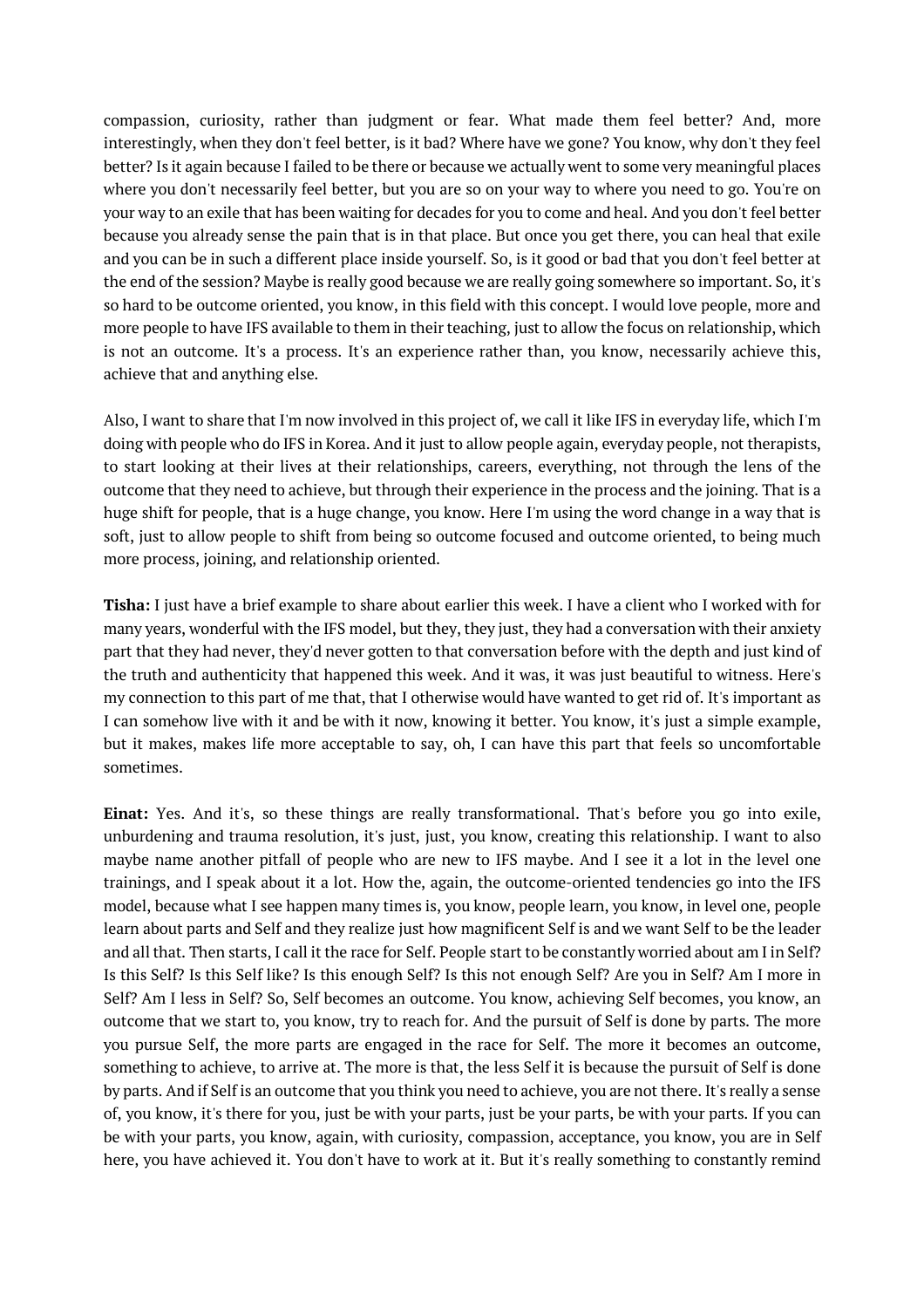compassion, curiosity, rather than judgment or fear. What made them feel better? And, more interestingly, when they don't feel better, is it bad? Where have we gone? You know, why don't they feel better? Is it again because I failed to be there or because we actually went to some very meaningful places where you don't necessarily feel better, but you are so on your way to where you need to go. You're on your way to an exile that has been waiting for decades for you to come and heal. And you don't feel better because you already sense the pain that is in that place. But once you get there, you can heal that exile and you can be in such a different place inside yourself. So, is it good or bad that you don't feel better at the end of the session? Maybe is really good because we are really going somewhere so important. So, it's so hard to be outcome oriented, you know, in this field with this concept. I would love people, more and more people to have IFS available to them in their teaching, just to allow the focus on relationship, which is not an outcome. It's a process. It's an experience rather than, you know, necessarily achieve this, achieve that and anything else.

Also, I want to share that I'm now involved in this project of, we call it like IFS in everyday life, which I'm doing with people who do IFS in Korea. And it just to allow people again, everyday people, not therapists, to start looking at their lives at their relationships, careers, everything, not through the lens of the outcome that they need to achieve, but through their experience in the process and the joining. That is a huge shift for people, that is a huge change, you know. Here I'm using the word change in a way that is soft, just to allow people to shift from being so outcome focused and outcome oriented, to being much more process, joining, and relationship oriented.

**Tisha:** I just have a brief example to share about earlier this week. I have a client who I worked with for many years, wonderful with the IFS model, but they, they just, they had a conversation with their anxiety part that they had never, they'd never gotten to that conversation before with the depth and just kind of the truth and authenticity that happened this week. And it was, it was just beautiful to witness. Here's my connection to this part of me that, that I otherwise would have wanted to get rid of. It's important as I can somehow live with it and be with it now, knowing it better. You know, it's just a simple example, but it makes, makes life more acceptable to say, oh, I can have this part that feels so uncomfortable sometimes.

**Einat:** Yes. And it's, so these things are really transformational. That's before you go into exile, unburdening and trauma resolution, it's just, just, you know, creating this relationship. I want to also maybe name another pitfall of people who are new to IFS maybe. And I see it a lot in the level one trainings, and I speak about it a lot. How the, again, the outcome-oriented tendencies go into the IFS model, because what I see happen many times is, you know, people learn, you know, in level one, people learn about parts and Self and they realize just how magnificent Self is and we want Self to be the leader and all that. Then starts, I call it the race for Self. People start to be constantly worried about am I in Self? Is this Self? Is this Self like? Is this enough Self? Is this not enough Self? Are you in Self? Am I more in Self? Am I less in Self? So, Self becomes an outcome. You know, achieving Self becomes, you know, an outcome that we start to, you know, try to reach for. And the pursuit of Self is done by parts. The more you pursue Self, the more parts are engaged in the race for Self. The more it becomes an outcome, something to achieve, to arrive at. The more is that, the less Self it is because the pursuit of Self is done by parts. And if Self is an outcome that you think you need to achieve, you are not there. It's really a sense of, you know, it's there for you, just be with your parts, just be your parts, be with your parts. If you can be with your parts, you know, again, with curiosity, compassion, acceptance, you know, you are in Self here, you have achieved it. You don't have to work at it. But it's really something to constantly remind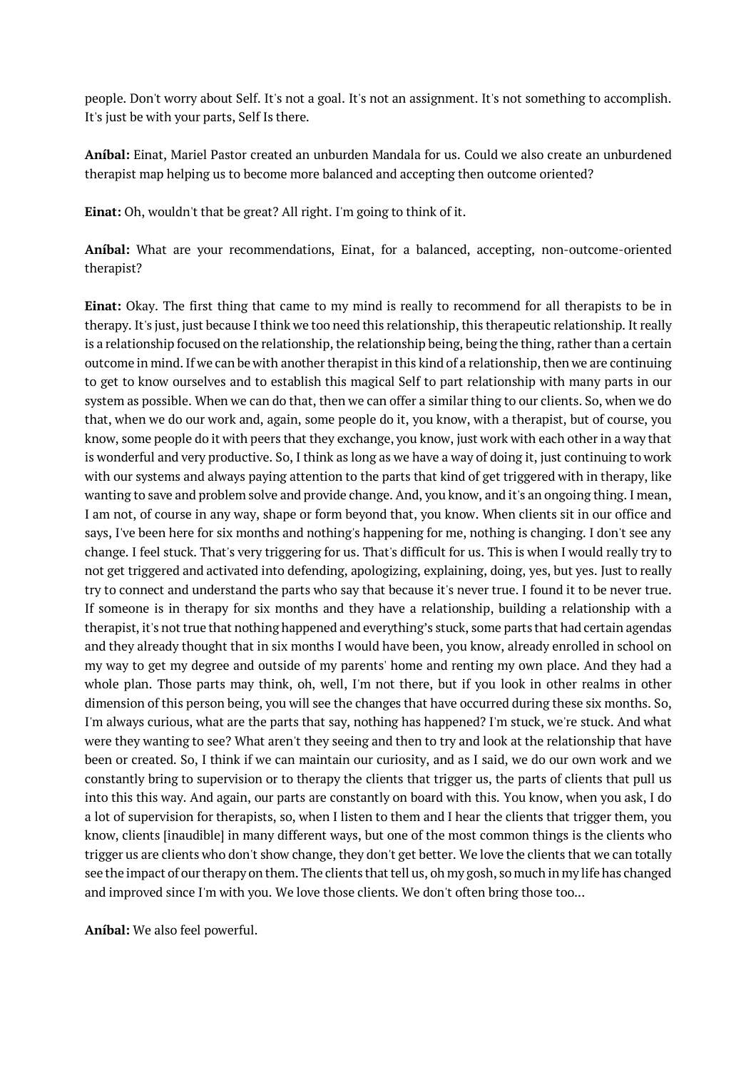people. Don't worry about Self. It's not a goal. It's not an assignment. It's not something to accomplish. It's just be with your parts, Self Is there.

**Aníbal:** Einat, Mariel Pastor created an unburden Mandala for us. Could we also create an unburdened therapist map helping us to become more balanced and accepting then outcome oriented?

**Einat:** Oh, wouldn't that be great? All right. I'm going to think of it.

**Aníbal:** What are your recommendations, Einat, for a balanced, accepting, non-outcome-oriented therapist?

**Einat:** Okay. The first thing that came to my mind is really to recommend for all therapists to be in therapy. It's just, just because I think we too need this relationship, this therapeutic relationship. It really is a relationship focused on the relationship, the relationship being, being the thing, rather than a certain outcome in mind. If we can be with another therapist in this kind of a relationship, then we are continuing to get to know ourselves and to establish this magical Self to part relationship with many parts in our system as possible. When we can do that, then we can offer a similar thing to our clients. So, when we do that, when we do our work and, again, some people do it, you know, with a therapist, but of course, you know, some people do it with peers that they exchange, you know, just work with each other in a way that is wonderful and very productive. So, I think as long as we have a way of doing it, just continuing to work with our systems and always paying attention to the parts that kind of get triggered with in therapy, like wanting to save and problem solve and provide change. And, you know, and it's an ongoing thing. I mean, I am not, of course in any way, shape or form beyond that, you know. When clients sit in our office and says, I've been here for six months and nothing's happening for me, nothing is changing. I don't see any change. I feel stuck. That's very triggering for us. That's difficult for us. This is when I would really try to not get triggered and activated into defending, apologizing, explaining, doing, yes, but yes. Just to really try to connect and understand the parts who say that because it's never true. I found it to be never true. If someone is in therapy for six months and they have a relationship, building a relationship with a therapist, it's not true that nothing happened and everything's stuck, some parts that had certain agendas and they already thought that in six months I would have been, you know, already enrolled in school on my way to get my degree and outside of my parents' home and renting my own place. And they had a whole plan. Those parts may think, oh, well, I'm not there, but if you look in other realms in other dimension of this person being, you will see the changes that have occurred during these six months. So, I'm always curious, what are the parts that say, nothing has happened? I'm stuck, we're stuck. And what were they wanting to see? What aren't they seeing and then to try and look at the relationship that have been or created. So, I think if we can maintain our curiosity, and as I said, we do our own work and we constantly bring to supervision or to therapy the clients that trigger us, the parts of clients that pull us into this this way. And again, our parts are constantly on board with this. You know, when you ask, I do a lot of supervision for therapists, so, when I listen to them and I hear the clients that trigger them, you know, clients [inaudible] in many different ways, but one of the most common things is the clients who trigger us are clients who don't show change, they don't get better. We love the clients that we can totally see the impact of our therapy on them. The clients that tell us, oh my gosh, so much in my life has changed and improved since I'm with you. We love those clients. We don't often bring those too...

**Aníbal:** We also feel powerful.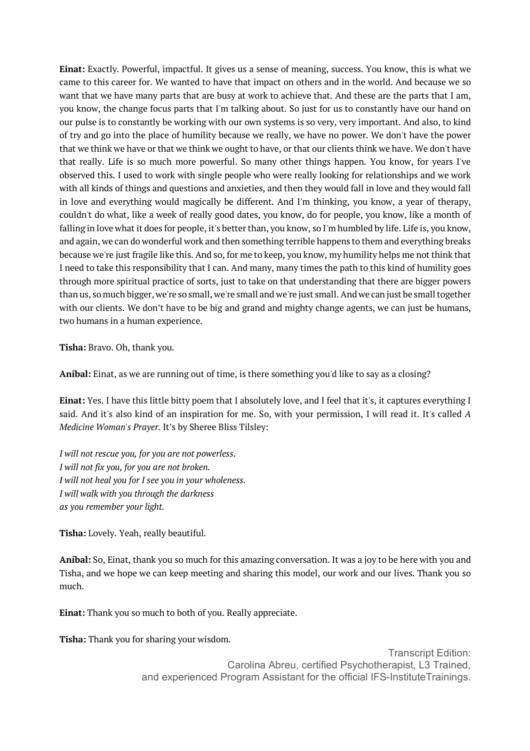**Einat:** Exactly. Powerful, impactful. It gives us a sense of meaning, success. You know, this is what we came to this career for. We wanted to have that impact on others and in the world. And because we so want that we have many parts that are busy at work to achieve that. And these are the parts that I am, you know, the change focus parts that I'm talking about. So just for us to constantly have our hand on our pulse is to constantly be working with our own systems is so very, very important. And also, to kind of try and go into the place of humility because we really, we have no power. We don't have the power that we think we have or that we think we ought to have, or that our clients think we have. We don't have that really. Life is so much more powerful. So many other things happen. You know, for years I've observed this. I used to work with single people who were really looking for relationships and we work with all kinds of things and questions and anxieties, and then they would fall in love and they would fall in love and everything would magically be different. And I'm thinking, you know, a year of therapy, couldn't do what, like a week of really good dates, you know, do for people, you know, like a month of falling in love what it does for people, it's better than, you know, so I'm humbled by life. Life is, you know, and again, we can do wonderful work and then something terrible happens to them and everything breaks because we're just fragile like this. And so, for me to keep, you know, my humility helps me not think that I need to take this responsibility that I can. And many, many times the path to this kind of humility goes through more spiritual practice of sorts, just to take on that understanding that there are bigger powers than us, so much bigger, we're so small, we're small and we're just small. And we can just be small together with our clients. We don't have to be big and grand and mighty change agents, we can just be humans, two humans in a human experience.

**Tisha:** Bravo. Oh, thank you.

**Aníbal:** Einat, as we are running out of time, is there something you'd like to say as a closing?

**Einat:** Yes. I have this little bitty poem that I absolutely love, and I feel that it's, it captures everything I said. And it's also kind of an inspiration for me. So, with your permission, I will read it. It's called *A Medicine Woman's Prayer*. It's by Sheree Bliss Tilsley:

*I will not rescue you, for you are not powerless.*
*I will not fix you, for you are not broken.*
*I will not heal you for I see you in your wholeness.*
*I will walk with you through the darkness*
*as you remember your light.*

**Tisha:** Lovely. Yeah, really beautiful.

**Aníbal:** So, Einat, thank you so much for this amazing conversation. It was a joy to be here with you and Tisha, and we hope we can keep meeting and sharing this model, our work and our lives. Thank you so much.

**Einat:** Thank you so much to both of you. Really appreciate.

**Tisha:** Thank you for sharing your wisdom.

Transcript Edition:
Carolina Abreu, certified Psychotherapist, L3 Trained,
and experienced Program Assistant for the official IFS-InstituteTrainings.